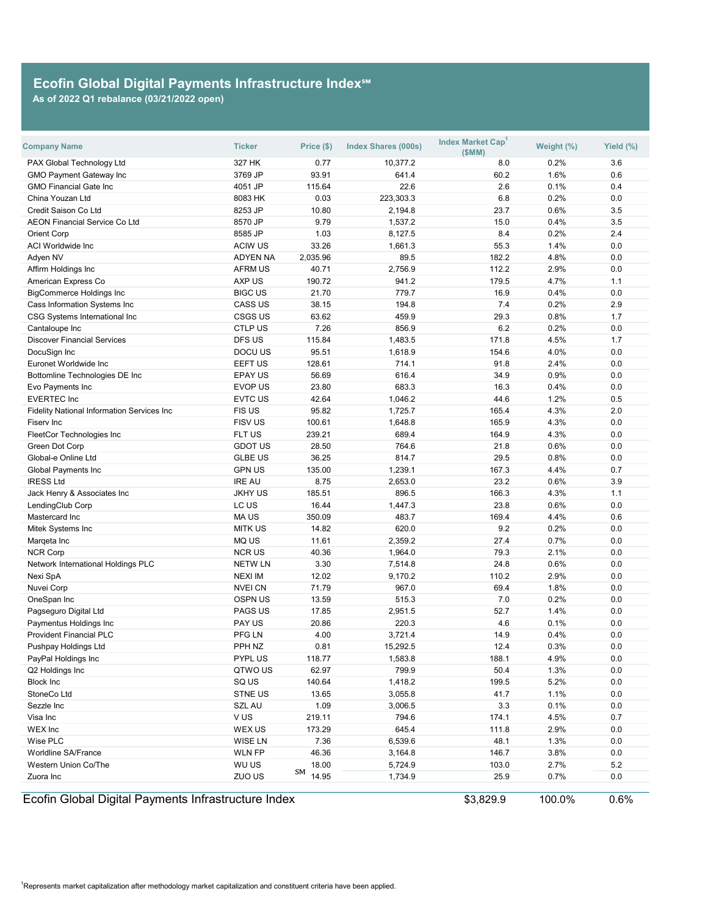# Ecofin Global Digital Payments Infrastructure Index℠

**As of 2022 Q1 rebalance (03/21/2022 open)**

| Company Name | Ticker | Price ($) | Index Shares (000s) | Index Market Cap[1] ($MM) | Weight (%) | Yield (%) |
|---|---|---|---|---|---|---|
| PAX Global Technology Ltd | 327 HK | 0.77 | 10,377.2 | 8.0 | 0.2% | 3.6 |
| GMO Payment Gateway Inc | 3769 JP | 93.91 | 641.4 | 60.2 | 1.6% | 0.6 |
| GMO Financial Gate Inc | 4051 JP | 115.64 | 22.6 | 2.6 | 0.1% | 0.4 |
| China Youzan Ltd | 8083 HK | 0.03 | 223,303.3 | 6.8 | 0.2% | 0.0 |
| Credit Saison Co Ltd | 8253 JP | 10.80 | 2,194.8 | 23.7 | 0.6% | 3.5 |
| AEON Financial Service Co Ltd | 8570 JP | 9.79 | 1,537.2 | 15.0 | 0.4% | 3.5 |
| Orient Corp | 8585 JP | 1.03 | 8,127.5 | 8.4 | 0.2% | 2.4 |
| ACI Worldwide Inc | ACIW US | 33.26 | 1,661.3 | 55.3 | 1.4% | 0.0 |
| Adyen NV | ADYEN NA | 2,035.96 | 89.5 | 182.2 | 4.8% | 0.0 |
| Affirm Holdings Inc | AFRM US | 40.71 | 2,756.9 | 112.2 | 2.9% | 0.0 |
| American Express Co | AXP US | 190.72 | 941.2 | 179.5 | 4.7% | 1.1 |
| BigCommerce Holdings Inc | BIGC US | 21.70 | 779.7 | 16.9 | 0.4% | 0.0 |
| Cass Information Systems Inc | CASS US | 38.15 | 194.8 | 7.4 | 0.2% | 2.9 |
| CSG Systems International Inc | CSGS US | 63.62 | 459.9 | 29.3 | 0.8% | 1.7 |
| Cantaloupe Inc | CTLP US | 7.26 | 856.9 | 6.2 | 0.2% | 0.0 |
| Discover Financial Services | DFS US | 115.84 | 1,483.5 | 171.8 | 4.5% | 1.7 |
| DocuSign Inc | DOCU US | 95.51 | 1,618.9 | 154.6 | 4.0% | 0.0 |
| Euronet Worldwide Inc | EEFT US | 128.61 | 714.1 | 91.8 | 2.4% | 0.0 |
| Bottomline Technologies DE Inc | EPAY US | 56.69 | 616.4 | 34.9 | 0.9% | 0.0 |
| Evo Payments Inc | EVOP US | 23.80 | 683.3 | 16.3 | 0.4% | 0.0 |
| EVERTEC Inc | EVTC US | 42.64 | 1,046.2 | 44.6 | 1.2% | 0.5 |
| Fidelity National Information Services Inc | FIS US | 95.82 | 1,725.7 | 165.4 | 4.3% | 2.0 |
| Fiserv Inc | FISV US | 100.61 | 1,648.8 | 165.9 | 4.3% | 0.0 |
| FleetCor Technologies Inc | FLT US | 239.21 | 689.4 | 164.9 | 4.3% | 0.0 |
| Green Dot Corp | GDOT US | 28.50 | 764.6 | 21.8 | 0.6% | 0.0 |
| Global-e Online Ltd | GLBE US | 36.25 | 814.7 | 29.5 | 0.8% | 0.0 |
| Global Payments Inc | GPN US | 135.00 | 1,239.1 | 167.3 | 4.4% | 0.7 |
| IRESS Ltd | IRE AU | 8.75 | 2,653.0 | 23.2 | 0.6% | 3.9 |
| Jack Henry & Associates Inc | JKHY US | 185.51 | 896.5 | 166.3 | 4.3% | 1.1 |
| LendingClub Corp | LC US | 16.44 | 1,447.3 | 23.8 | 0.6% | 0.0 |
| Mastercard Inc | MA US | 350.09 | 483.7 | 169.4 | 4.4% | 0.6 |
| Mitek Systems Inc | MITK US | 14.82 | 620.0 | 9.2 | 0.2% | 0.0 |
| Marqeta Inc | MQ US | 11.61 | 2,359.2 | 27.4 | 0.7% | 0.0 |
| NCR Corp | NCR US | 40.36 | 1,964.0 | 79.3 | 2.1% | 0.0 |
| Network International Holdings PLC | NETW LN | 3.30 | 7,514.8 | 24.8 | 0.6% | 0.0 |
| Nexi SpA | NEXI IM | 12.02 | 9,170.2 | 110.2 | 2.9% | 0.0 |
| Nuvei Corp | NVEI CN | 71.79 | 967.0 | 69.4 | 1.8% | 0.0 |
| OneSpan Inc | OSPN US | 13.59 | 515.3 | 7.0 | 0.2% | 0.0 |
| Pagseguro Digital Ltd | PAGS US | 17.85 | 2,951.5 | 52.7 | 1.4% | 0.0 |
| Paymentus Holdings Inc | PAY US | 20.86 | 220.3 | 4.6 | 0.1% | 0.0 |
| Provident Financial PLC | PFG LN | 4.00 | 3,721.4 | 14.9 | 0.4% | 0.0 |
| Pushpay Holdings Ltd | PPH NZ | 0.81 | 15,292.5 | 12.4 | 0.3% | 0.0 |
| PayPal Holdings Inc | PYPL US | 118.77 | 1,583.8 | 188.1 | 4.9% | 0.0 |
| Q2 Holdings Inc | QTWO US | 62.97 | 799.9 | 50.4 | 1.3% | 0.0 |
| Block Inc | SQ US | 140.64 | 1,418.2 | 199.5 | 5.2% | 0.0 |
| StoneCo Ltd | STNE US | 13.65 | 3,055.8 | 41.7 | 1.1% | 0.0 |
| Sezzle Inc | SZL AU | 1.09 | 3,006.5 | 3.3 | 0.1% | 0.0 |
| Visa Inc | V US | 219.11 | 794.6 | 174.1 | 4.5% | 0.7 |
| WEX Inc | WEX US | 173.29 | 645.4 | 111.8 | 2.9% | 0.0 |
| Wise PLC | WISE LN | 7.36 | 6,539.6 | 48.1 | 1.3% | 0.0 |
| Worldline SA/France | WLN FP | 46.36 | 3,164.8 | 146.7 | 3.8% | 0.0 |
| Western Union Co/The | WU US | 18.00 | 5,724.9 | 103.0 | 2.7% | 5.2 |
| Zuora Inc | ZUO US | 14.95 | 1,734.9 | 25.9 | 0.7% | 0.0 |
| **Ecofin Global Digital Payments Infrastructure Index** | | | | **$3,829.9** | **100.0%** | **0.6%** |

[1]Represents market capitalization after methodology market capitalization and constituent criteria have been applied.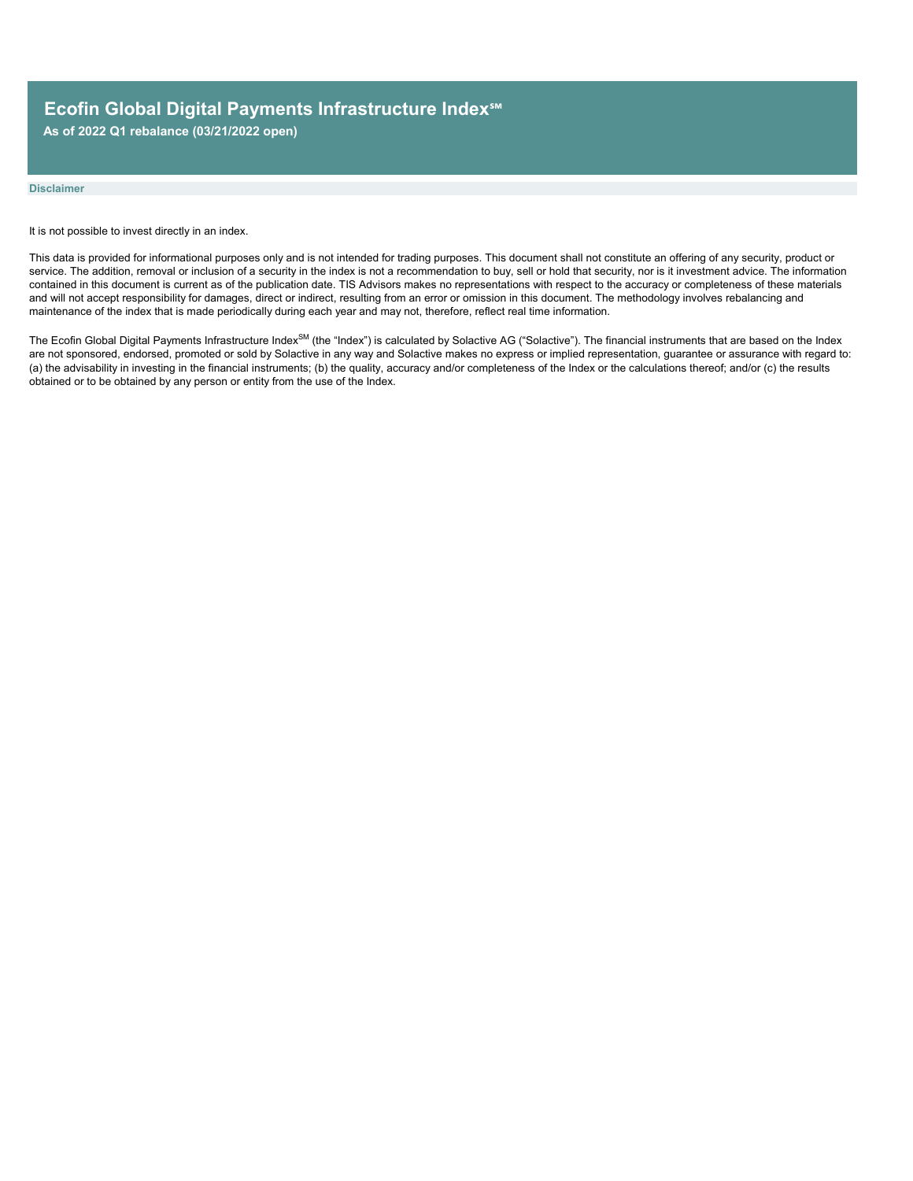# Ecofin Global Digital Payments Infrastructure Index℠

**As of 2022 Q1 rebalance (03/21/2022 open)**

**Disclaimer**

It is not possible to invest directly in an index.

This data is provided for informational purposes only and is not intended for trading purposes. This document shall not constitute an offering of any security, product or service. The addition, removal or inclusion of a security in the index is not a recommendation to buy, sell or hold that security, nor is it investment advice. The information contained in this document is current as of the publication date. TIS Advisors makes no representations with respect to the accuracy or completeness of these materials and will not accept responsibility for damages, direct or indirect, resulting from an error or omission in this document. The methodology involves rebalancing and maintenance of the index that is made periodically during each year and may not, therefore, reflect real time information.

The Ecofin Global Digital Payments Infrastructure Index℠ (the "Index") is calculated by Solactive AG ("Solactive"). The financial instruments that are based on the Index are not sponsored, endorsed, promoted or sold by Solactive in any way and Solactive makes no express or implied representation, guarantee or assurance with regard to: (a) the advisability in investing in the financial instruments; (b) the quality, accuracy and/or completeness of the Index or the calculations thereof; and/or (c) the results obtained or to be obtained by any person or entity from the use of the Index.